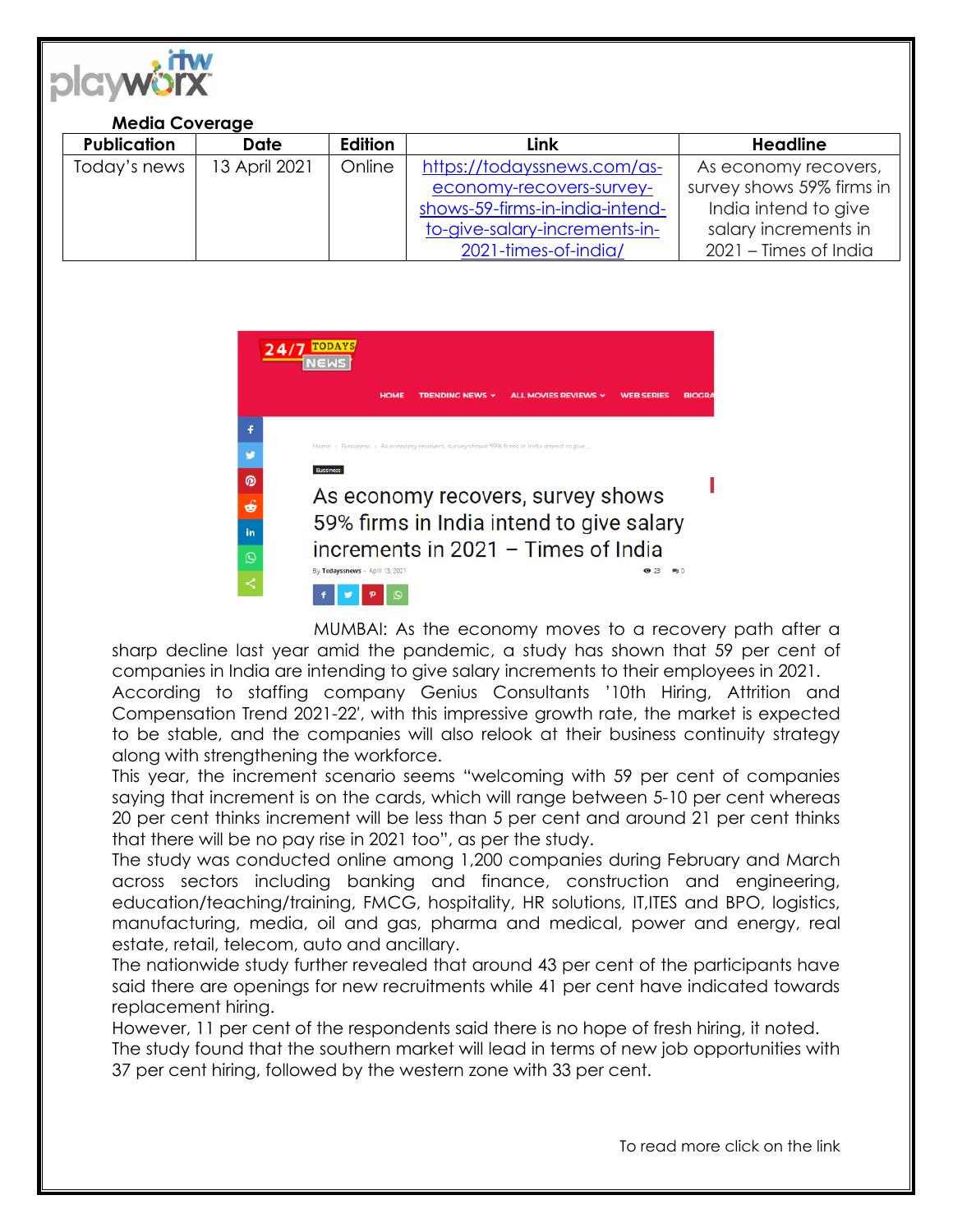**Media Coverage**

| Publication | Date | Edition | Link | Headline |
|---|---|---|---|---|
| Today's news | 13 April 2021 | Online | https://todayssnews.com/as-economy-recovers-survey-shows-59-firms-in-india-intend-to-give-salary-increments-in-2021-times-of-india/ | As economy recovers, survey shows 59% firms in India intend to give salary increments in 2021 – Times of India |

Home › Bussiness › As economy recovers, survey shows 59% firms in India intend to give...

Bussiness

# As economy recovers, survey shows 59% firms in India intend to give salary increments in 2021 – Times of India

By Todayssnews - April 13, 2021

MUMBAI: As the economy moves to a recovery path after a sharp decline last year amid the pandemic, a study has shown that 59 per cent of companies in India are intending to give salary increments to their employees in 2021.

According to staffing company Genius Consultants '10th Hiring, Attrition and Compensation Trend 2021-22', with this impressive growth rate, the market is expected to be stable, and the companies will also relook at their business continuity strategy along with strengthening the workforce.

This year, the increment scenario seems "welcoming with 59 per cent of companies saying that increment is on the cards, which will range between 5-10 per cent whereas 20 per cent thinks increment will be less than 5 per cent and around 21 per cent thinks that there will be no pay rise in 2021 too", as per the study.

The study was conducted online among 1,200 companies during February and March across sectors including banking and finance, construction and engineering, education/teaching/training, FMCG, hospitality, HR solutions, IT,ITES and BPO, logistics, manufacturing, media, oil and gas, pharma and medical, power and energy, real estate, retail, telecom, auto and ancillary.

The nationwide study further revealed that around 43 per cent of the participants have said there are openings for new recruitments while 41 per cent have indicated towards replacement hiring.

However, 11 per cent of the respondents said there is no hope of fresh hiring, it noted.

The study found that the southern market will lead in terms of new job opportunities with 37 per cent hiring, followed by the western zone with 33 per cent.

To read more click on the link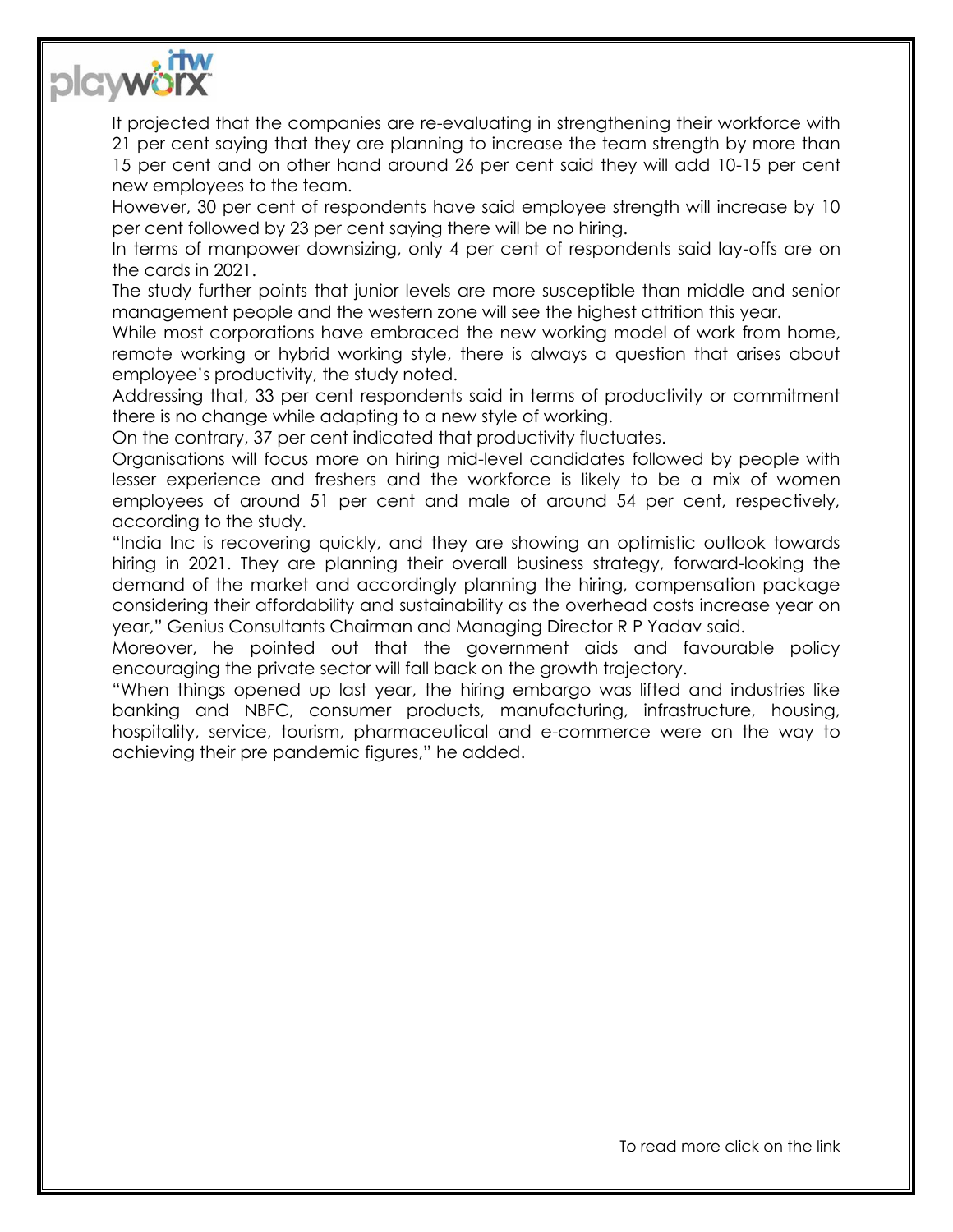It projected that the companies are re-evaluating in strengthening their workforce with 21 per cent saying that they are planning to increase the team strength by more than 15 per cent and on other hand around 26 per cent said they will add 10-15 per cent new employees to the team.

However, 30 per cent of respondents have said employee strength will increase by 10 per cent followed by 23 per cent saying there will be no hiring.

In terms of manpower downsizing, only 4 per cent of respondents said lay-offs are on the cards in 2021.

The study further points that junior levels are more susceptible than middle and senior management people and the western zone will see the highest attrition this year.

While most corporations have embraced the new working model of work from home, remote working or hybrid working style, there is always a question that arises about employee's productivity, the study noted.

Addressing that, 33 per cent respondents said in terms of productivity or commitment there is no change while adapting to a new style of working.

On the contrary, 37 per cent indicated that productivity fluctuates.

Organisations will focus more on hiring mid-level candidates followed by people with lesser experience and freshers and the workforce is likely to be a mix of women employees of around 51 per cent and male of around 54 per cent, respectively, according to the study.

"India Inc is recovering quickly, and they are showing an optimistic outlook towards hiring in 2021. They are planning their overall business strategy, forward-looking the demand of the market and accordingly planning the hiring, compensation package considering their affordability and sustainability as the overhead costs increase year on year," Genius Consultants Chairman and Managing Director R P Yadav said.

Moreover, he pointed out that the government aids and favourable policy encouraging the private sector will fall back on the growth trajectory.

"When things opened up last year, the hiring embargo was lifted and industries like banking and NBFC, consumer products, manufacturing, infrastructure, housing, hospitality, service, tourism, pharmaceutical and e-commerce were on the way to achieving their pre pandemic figures," he added.

To read more click on the link